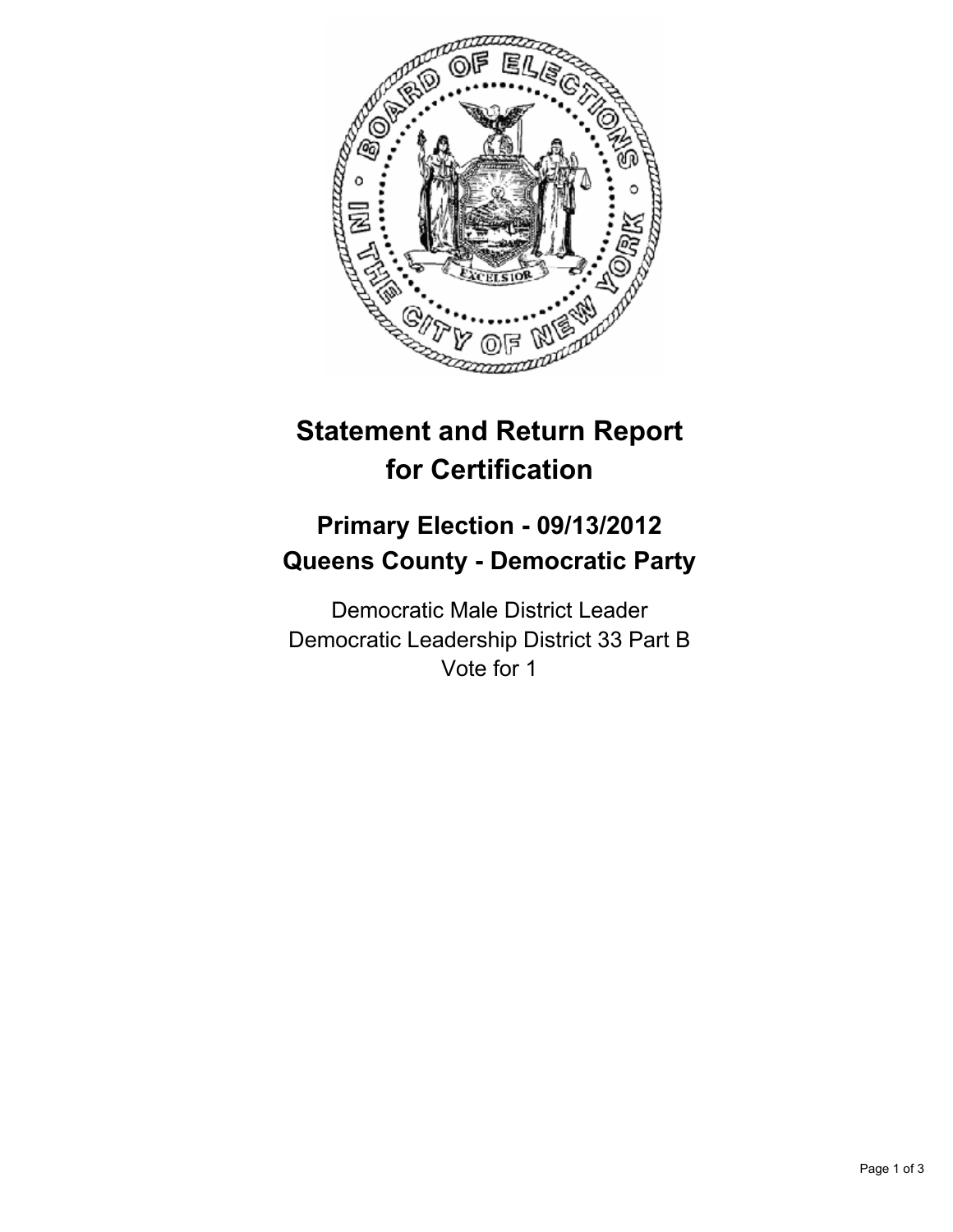# Statement and Return Report for Certification

## Primary Election - 09/13/2012
## Queens County - Democratic Party

Democratic Male District Leader
Democratic Leadership District 33 Part B
Vote for 1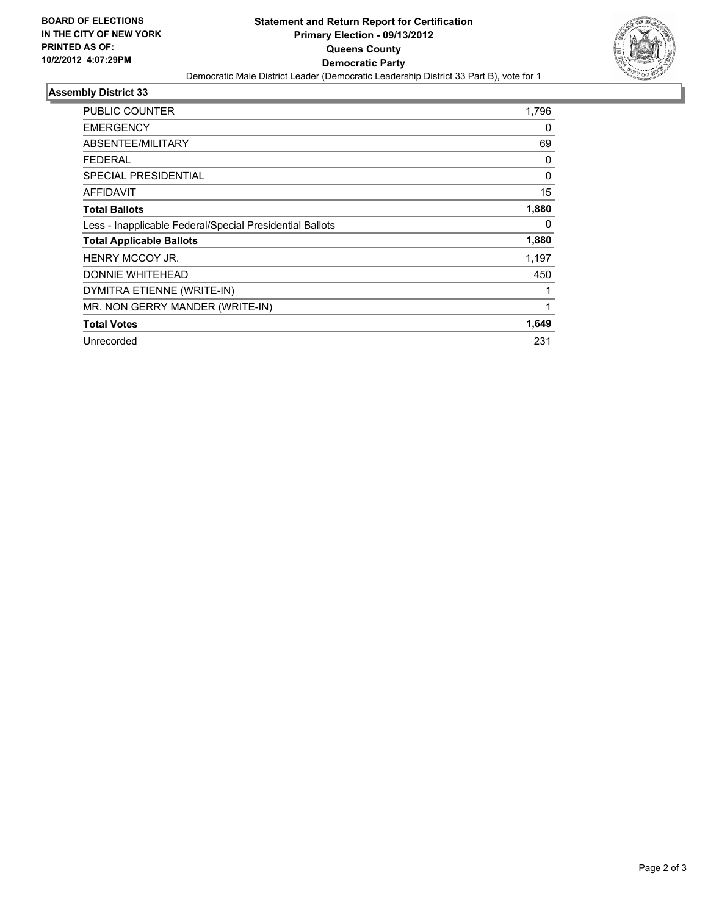**BOARD OF ELECTIONS IN THE CITY OF NEW YORK**
**PRINTED AS OF:**
**10/2/2012 4:07:29PM**

# Statement and Return Report for Certification
## Primary Election - 09/13/2012
## Queens County
## Democratic Party

Democratic Male District Leader (Democratic Leadership District 33 Part B), vote for 1

### Assembly District 33

| | |
|---|---|
| PUBLIC COUNTER | 1,796 |
| EMERGENCY | 0 |
| ABSENTEE/MILITARY | 69 |
| FEDERAL | 0 |
| SPECIAL PRESIDENTIAL | 0 |
| AFFIDAVIT | 15 |
| **Total Ballots** | **1,880** |
| Less - Inapplicable Federal/Special Presidential Ballots | 0 |
| **Total Applicable Ballots** | **1,880** |
| HENRY MCCOY JR. | 1,197 |
| DONNIE WHITEHEAD | 450 |
| DYMITRA ETIENNE (WRITE-IN) | 1 |
| MR. NON GERRY MANDER (WRITE-IN) | 1 |
| **Total Votes** | **1,649** |
| Unrecorded | 231 |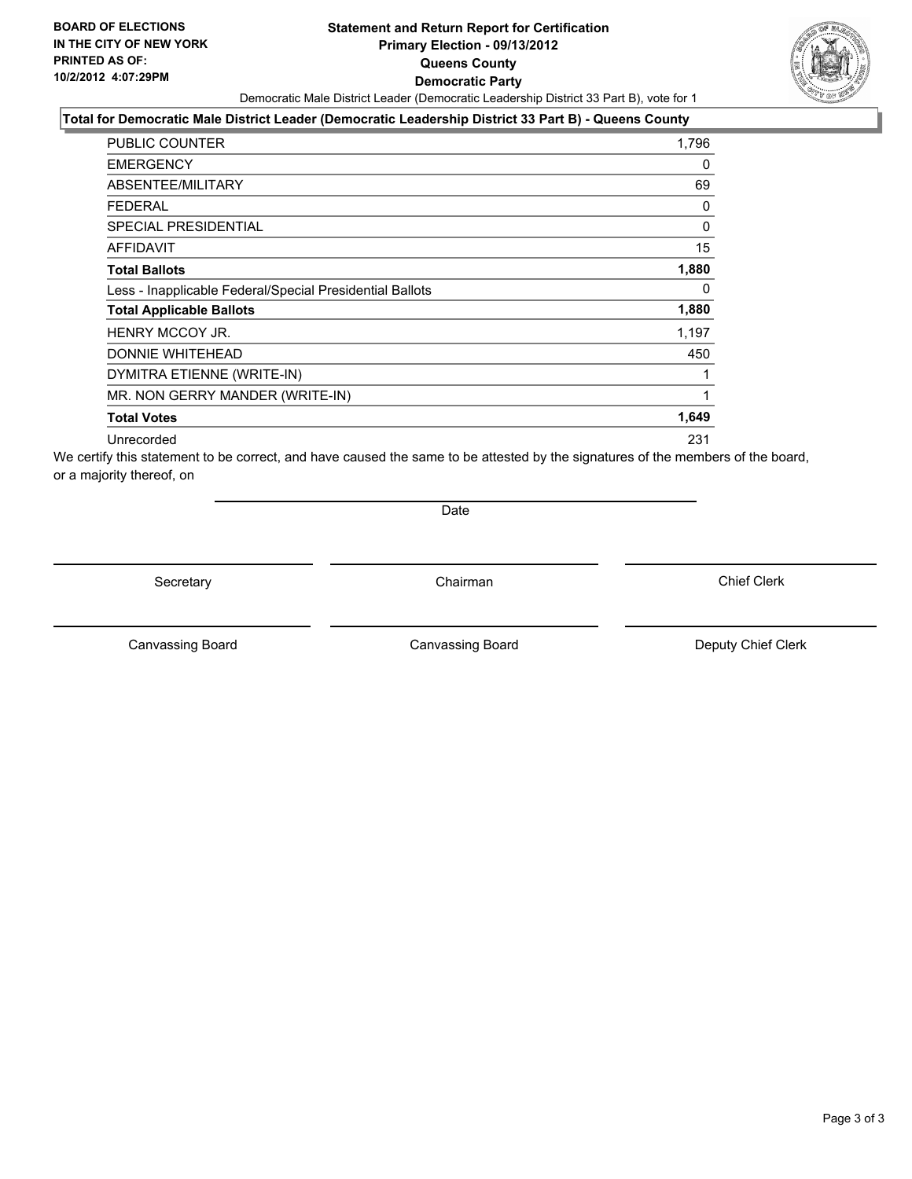**BOARD OF ELECTIONS IN THE CITY OF NEW YORK PRINTED AS OF: 10/2/2012 4:07:29PM**

# Statement and Return Report for Certification
## Primary Election - 09/13/2012
## Queens County
## Democratic Party

Democratic Male District Leader (Democratic Leadership District 33 Part B), vote for 1

**Total for Democratic Male District Leader (Democratic Leadership District 33 Part B) - Queens County**

| | |
|---|---|
| PUBLIC COUNTER | 1,796 |
| EMERGENCY | 0 |
| ABSENTEE/MILITARY | 69 |
| FEDERAL | 0 |
| SPECIAL PRESIDENTIAL | 0 |
| AFFIDAVIT | 15 |
| **Total Ballots** | **1,880** |
| Less - Inapplicable Federal/Special Presidential Ballots | 0 |
| **Total Applicable Ballots** | **1,880** |
| HENRY MCCOY JR. | 1,197 |
| DONNIE WHITEHEAD | 450 |
| DYMITRA ETIENNE (WRITE-IN) | 1 |
| MR. NON GERRY MANDER (WRITE-IN) | 1 |
| **Total Votes** | **1,649** |
| Unrecorded | 231 |

We certify this statement to be correct, and have caused the same to be attested by the signatures of the members of the board, or a majority thereof, on

Date

Secretary

Chairman

Chief Clerk

Canvassing Board

Canvassing Board

Deputy Chief Clerk